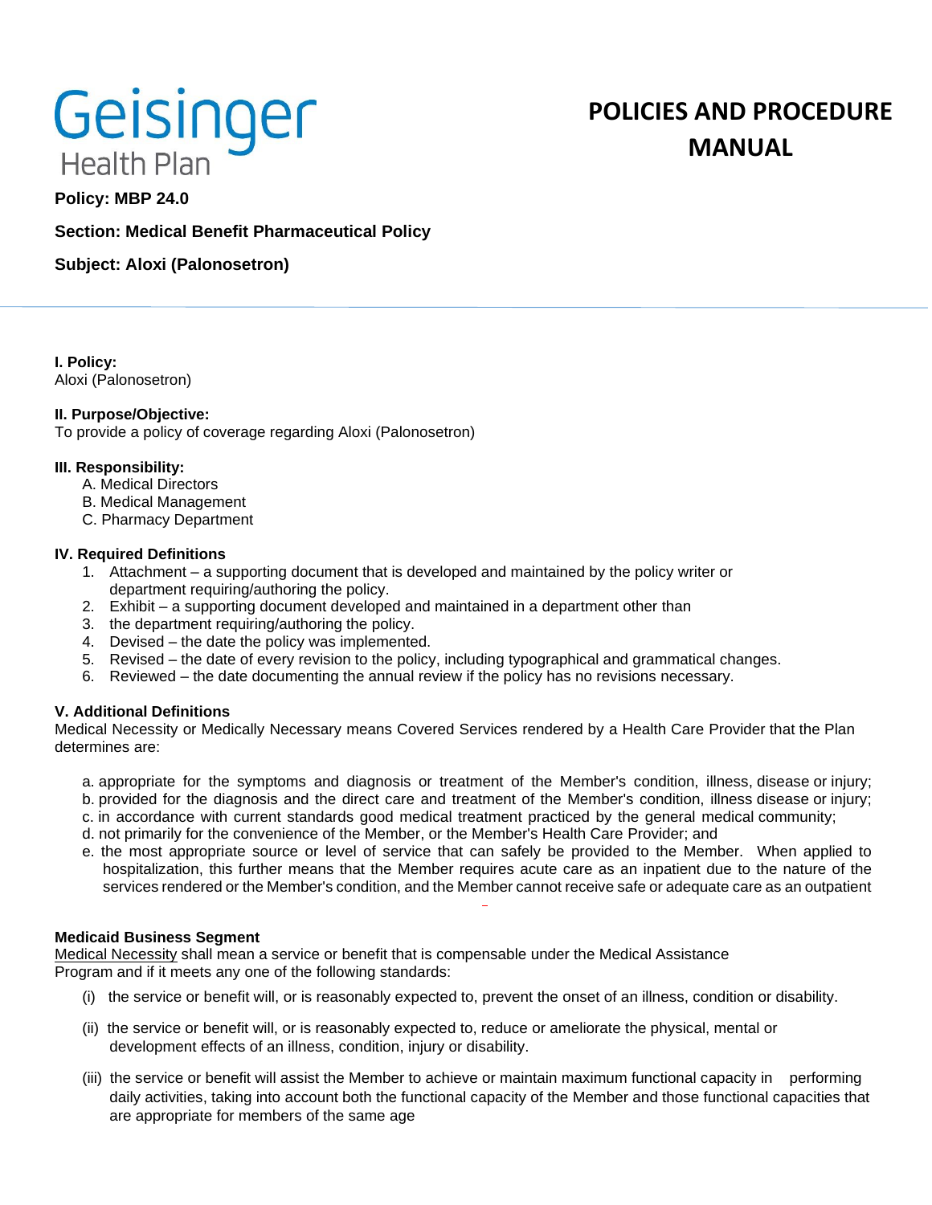# Geisinger Health Plan

# POLICIES AND PROCEDURE MANUAL

**Policy: MBP 24.0**

**Section: Medical Benefit Pharmaceutical Policy**

**Subject: Aloxi (Palonosetron)**

---

**I. Policy:**
Aloxi (Palonosetron)

**II. Purpose/Objective:**
To provide a policy of coverage regarding Aloxi (Palonosetron)

**III. Responsibility:**

A. Medical Directors
B. Medical Management
C. Pharmacy Department

**IV. Required Definitions**

1. Attachment – a supporting document that is developed and maintained by the policy writer or department requiring/authoring the policy.
2. Exhibit – a supporting document developed and maintained in a department other than
3. the department requiring/authoring the policy.
4. Devised – the date the policy was implemented.
5. Revised – the date of every revision to the policy, including typographical and grammatical changes.
6. Reviewed – the date documenting the annual review if the policy has no revisions necessary.

**V. Additional Definitions**
Medical Necessity or Medically Necessary means Covered Services rendered by a Health Care Provider that the Plan determines are:

a. appropriate for the symptoms and diagnosis or treatment of the Member's condition, illness, disease or injury;
b. provided for the diagnosis and the direct care and treatment of the Member's condition, illness disease or injury;
c. in accordance with current standards good medical treatment practiced by the general medical community;
d. not primarily for the convenience of the Member, or the Member's Health Care Provider; and
e. the most appropriate source or level of service that can safely be provided to the Member. When applied to hospitalization, this further means that the Member requires acute care as an inpatient due to the nature of the services rendered or the Member's condition, and the Member cannot receive safe or adequate care as an outpatient

**Medicaid Business Segment**
Medical Necessity shall mean a service or benefit that is compensable under the Medical Assistance Program and if it meets any one of the following standards:

(i) the service or benefit will, or is reasonably expected to, prevent the onset of an illness, condition or disability.

(ii) the service or benefit will, or is reasonably expected to, reduce or ameliorate the physical, mental or development effects of an illness, condition, injury or disability.

(iii) the service or benefit will assist the Member to achieve or maintain maximum functional capacity in performing daily activities, taking into account both the functional capacity of the Member and those functional capacities that are appropriate for members of the same age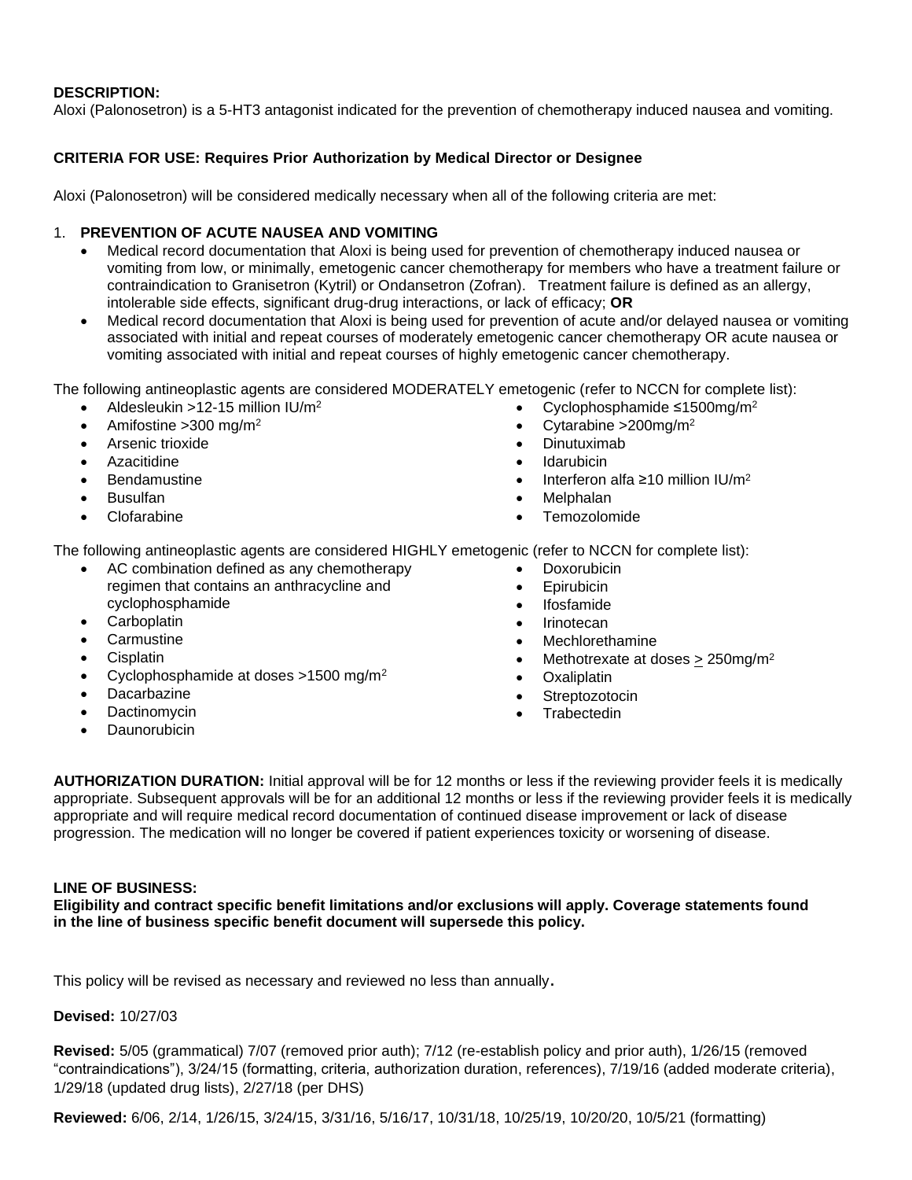**DESCRIPTION:**
Aloxi (Palonosetron) is a 5-HT3 antagonist indicated for the prevention of chemotherapy induced nausea and vomiting.

**CRITERIA FOR USE: Requires Prior Authorization by Medical Director or Designee**

Aloxi (Palonosetron) will be considered medically necessary when all of the following criteria are met:

1. **PREVENTION OF ACUTE NAUSEA AND VOMITING**
   - Medical record documentation that Aloxi is being used for prevention of chemotherapy induced nausea or vomiting from low, or minimally, emetogenic cancer chemotherapy for members who have a treatment failure or contraindication to Granisetron (Kytril) or Ondansetron (Zofran). Treatment failure is defined as an allergy, intolerable side effects, significant drug-drug interactions, or lack of efficacy; **OR**
   - Medical record documentation that Aloxi is being used for prevention of acute and/or delayed nausea or vomiting associated with initial and repeat courses of moderately emetogenic cancer chemotherapy OR acute nausea or vomiting associated with initial and repeat courses of highly emetogenic cancer chemotherapy.

The following antineoplastic agents are considered MODERATELY emetogenic (refer to NCCN for complete list):

- Aldesleukin >12-15 million IU/m$^2$
- Amifostine >300 mg/m$^2$
- Arsenic trioxide
- Azacitidine
- Bendamustine
- Busulfan
- Clofarabine
- Cyclophosphamide ≤1500mg/m$^2$
- Cytarabine >200mg/m$^2$
- Dinutuximab
- Idarubicin
- Interferon alfa ≥10 million IU/m$^2$
- Melphalan
- Temozolomide

The following antineoplastic agents are considered HIGHLY emetogenic (refer to NCCN for complete list):

- AC combination defined as any chemotherapy regimen that contains an anthracycline and cyclophosphamide
- Carboplatin
- Carmustine
- Cisplatin
- Cyclophosphamide at doses >1500 mg/m$^2$
- Dacarbazine
- Dactinomycin
- Daunorubicin
- Doxorubicin
- Epirubicin
- Ifosfamide
- Irinotecan
- Mechlorethamine
- Methotrexate at doses ≥ 250mg/m$^2$
- Oxaliplatin
- Streptozotocin
- Trabectedin

**AUTHORIZATION DURATION:** Initial approval will be for 12 months or less if the reviewing provider feels it is medically appropriate. Subsequent approvals will be for an additional 12 months or less if the reviewing provider feels it is medically appropriate and will require medical record documentation of continued disease improvement or lack of disease progression. The medication will no longer be covered if patient experiences toxicity or worsening of disease.

**LINE OF BUSINESS:**
**Eligibility and contract specific benefit limitations and/or exclusions will apply. Coverage statements found in the line of business specific benefit document will supersede this policy.**

This policy will be revised as necessary and reviewed no less than annually.

**Devised:** 10/27/03

**Revised:** 5/05 (grammatical) 7/07 (removed prior auth); 7/12 (re-establish policy and prior auth), 1/26/15 (removed "contraindications"), 3/24/15 (formatting, criteria, authorization duration, references), 7/19/16 (added moderate criteria), 1/29/18 (updated drug lists), 2/27/18 (per DHS)

**Reviewed:** 6/06, 2/14, 1/26/15, 3/24/15, 3/31/16, 5/16/17, 10/31/18, 10/25/19, 10/20/20, 10/5/21 (formatting)